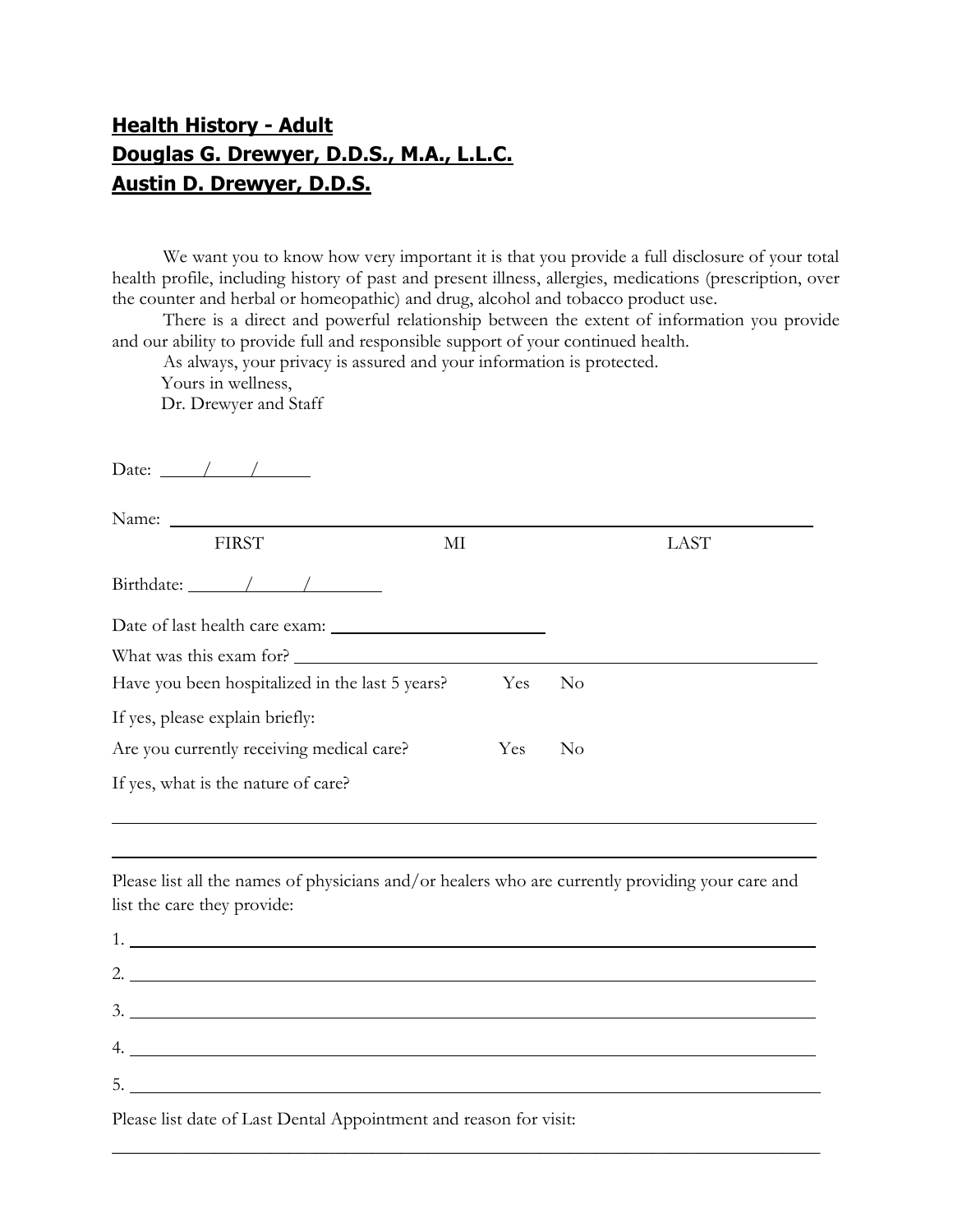**Health History - Adult**
**Douglas G. Drewyer, D.D.S., M.A., L.L.C.**
**Austin D. Drewyer, D.D.S.**

We want you to know how very important it is that you provide a full disclosure of your total health profile, including history of past and present illness, allergies, medications (prescription, over the counter and herbal or homeopathic) and drug, alcohol and tobacco product use.

There is a direct and powerful relationship between the extent of information you provide and our ability to provide full and responsible support of your continued health.

As always, your privacy is assured and your information is protected.

Yours in wellness,

Dr. Drewyer and Staff

Date: _____/_____/______

Name: ________________________________________________________________

FIRST MI LAST

Birthdate: ______/______/________

Date of last health care exam: ________________________

What was this exam for? ______________________________________________

Have you been hospitalized in the last 5 years? Yes No

If yes, please explain briefly:

Are you currently receiving medical care? Yes No

If yes, what is the nature of care?

______________________________________________________________________

______________________________________________________________________

Please list all the names of physicians and/or healers who are currently providing your care and list the care they provide:

1. ____________________________________________________________________
2. ____________________________________________________________________
3. ____________________________________________________________________
4. ____________________________________________________________________
5. ____________________________________________________________________

Please list date of Last Dental Appointment and reason for visit:

______________________________________________________________________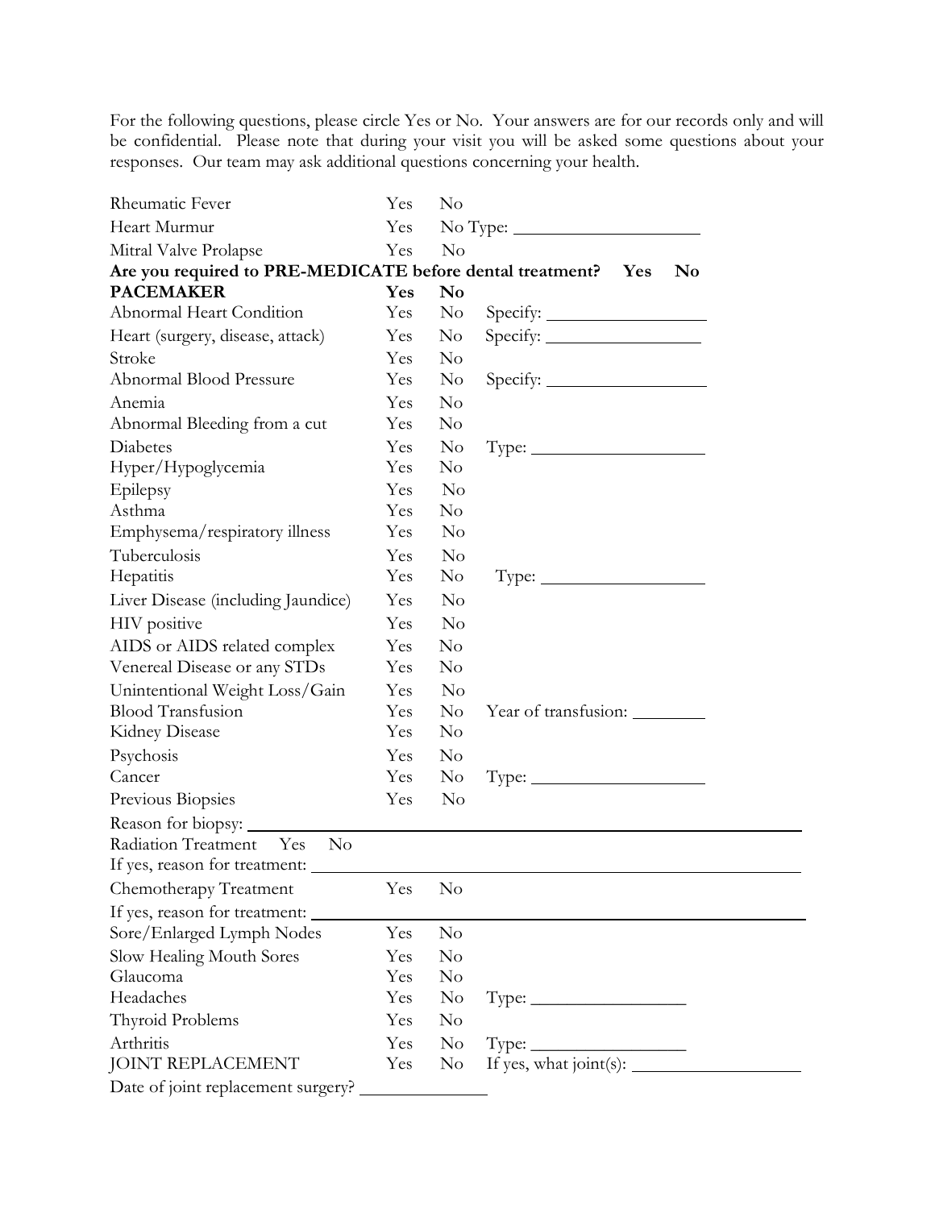For the following questions, please circle Yes or No. Your answers are for our records only and will be confidential. Please note that during your visit you will be asked some questions about your responses. Our team may ask additional questions concerning your health.

Rheumatic Fever Yes No

Heart Murmur Yes No Type: ____________________

Mitral Valve Prolapse Yes No

**Are you required to PRE-MEDICATE before dental treatment? Yes No**

**PACEMAKER Yes No**

Abnormal Heart Condition Yes No Specify: ____________________

Heart (surgery, disease, attack) Yes No Specify: ____________________

Stroke Yes No

Abnormal Blood Pressure Yes No Specify: ____________________

Anemia Yes No

Abnormal Bleeding from a cut Yes No

Diabetes Yes No Type: ____________________

Hyper/Hypoglycemia Yes No

Epilepsy Yes No

Asthma Yes No

Emphysema/respiratory illness Yes No

Tuberculosis Yes No

Hepatitis Yes No Type: ____________________

Liver Disease (including Jaundice) Yes No

HIV positive Yes No

AIDS or AIDS related complex Yes No

Venereal Disease or any STDs Yes No

Unintentional Weight Loss/Gain Yes No

Blood Transfusion Yes No Year of transfusion: __________

Kidney Disease Yes No

Psychosis Yes No

Cancer Yes No Type: ____________________

Previous Biopsies Yes No

Reason for biopsy: ____________________________________________________________

Radiation Treatment Yes No

If yes, reason for treatment: ____________________________________________________

Chemotherapy Treatment Yes No

If yes, reason for treatment: ____________________________________________________

Sore/Enlarged Lymph Nodes Yes No

Slow Healing Mouth Sores Yes No

Glaucoma Yes No

Headaches Yes No Type: ____________________

Thyroid Problems Yes No

Arthritis Yes No Type: ____________________

JOINT REPLACEMENT Yes No If yes, what joint(s): ____________________

Date of joint replacement surgery? ______________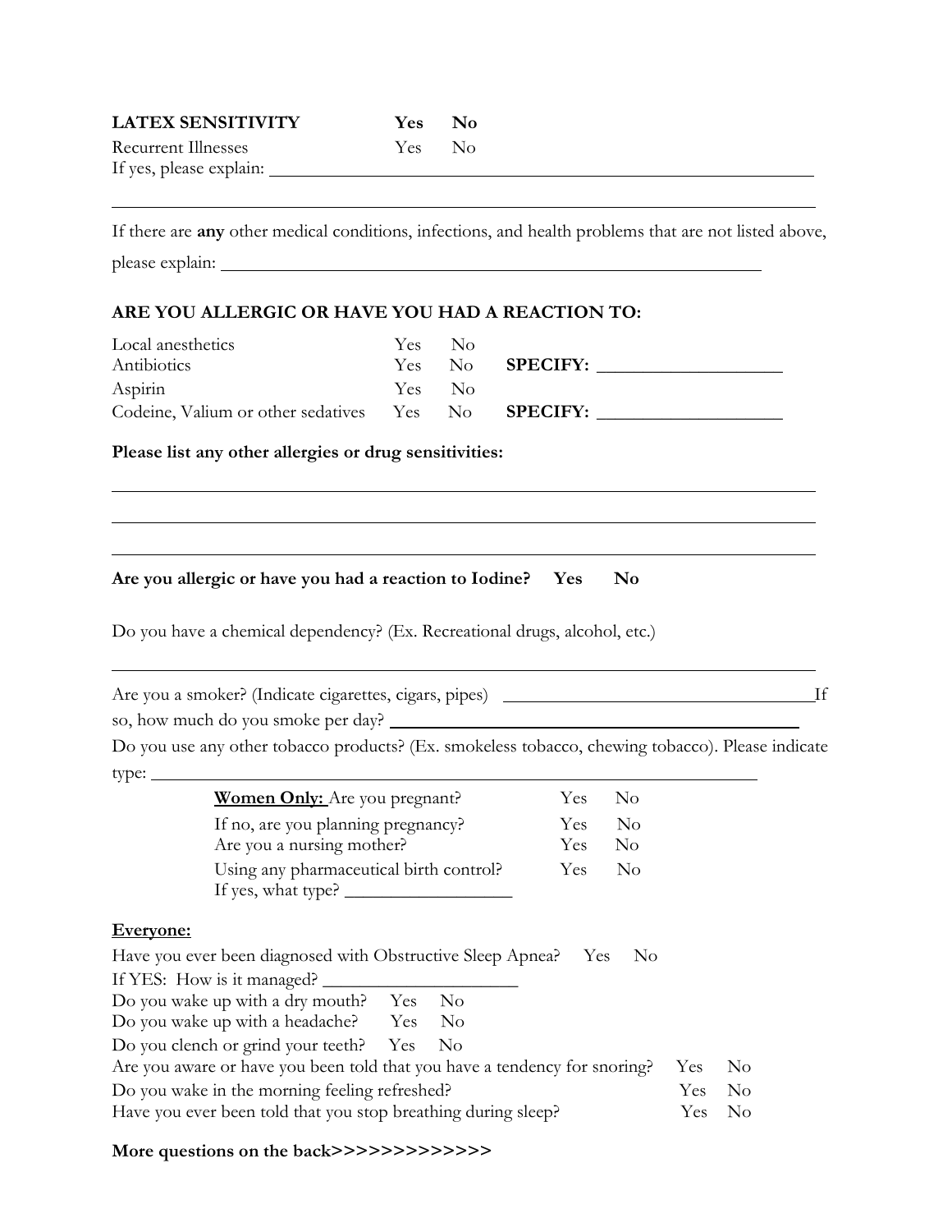**LATEX SENSITIVITY** **Yes** **No**

Recurrent Illnesses Yes No

If yes, please explain: ______________________________________________________________

______________________________________________________________________________

If there are **any** other medical conditions, infections, and health problems that are not listed above, please explain: ____________________________________________________________

**ARE YOU ALLERGIC OR HAVE YOU HAD A REACTION TO:**

| | | | |
|---|---|---|---|
| Local anesthetics | Yes | No | |
| Antibiotics | Yes | No | **SPECIFY:** ____________________ |
| Aspirin | Yes | No | |
| Codeine, Valium or other sedatives | Yes | No | **SPECIFY:** ____________________ |

**Please list any other allergies or drug sensitivities:**

______________________________________________________________________________

______________________________________________________________________________

______________________________________________________________________________

**Are you allergic or have you had a reaction to Iodine? Yes No**

Do you have a chemical dependency? (Ex. Recreational drugs, alcohol, etc.)

______________________________________________________________________________

Are you a smoker? (Indicate cigarettes, cigars, pipes) ____________________________________ If so, how much do you smoke per day? ______________________________________________

Do you use any other tobacco products? (Ex. smokeless tobacco, chewing tobacco). Please indicate type: __________________________________________________________________________

| | | |
|---|---|---|
| **Women Only:** Are you pregnant? | Yes | No |
| If no, are you planning pregnancy? | Yes | No |
| Are you a nursing mother? | Yes | No |
| Using any pharmaceutical birth control? | Yes | No |
| If yes, what type? __________________ | | |

**Everyone:**

| | | |
|---|---|---|
| Have you ever been diagnosed with Obstructive Sleep Apnea? | Yes | No |
| If YES: How is it managed? ______________________ | | |
| Do you wake up with a dry mouth? | Yes | No |
| Do you wake up with a headache? | Yes | No |
| Do you clench or grind your teeth? | Yes | No |
| Are you aware or have you been told that you have a tendency for snoring? | Yes | No |
| Do you wake in the morning feeling refreshed? | Yes | No |
| Have you ever been told that you stop breathing during sleep? | Yes | No |

**More questions on the back>>>>>>>>>>>>>**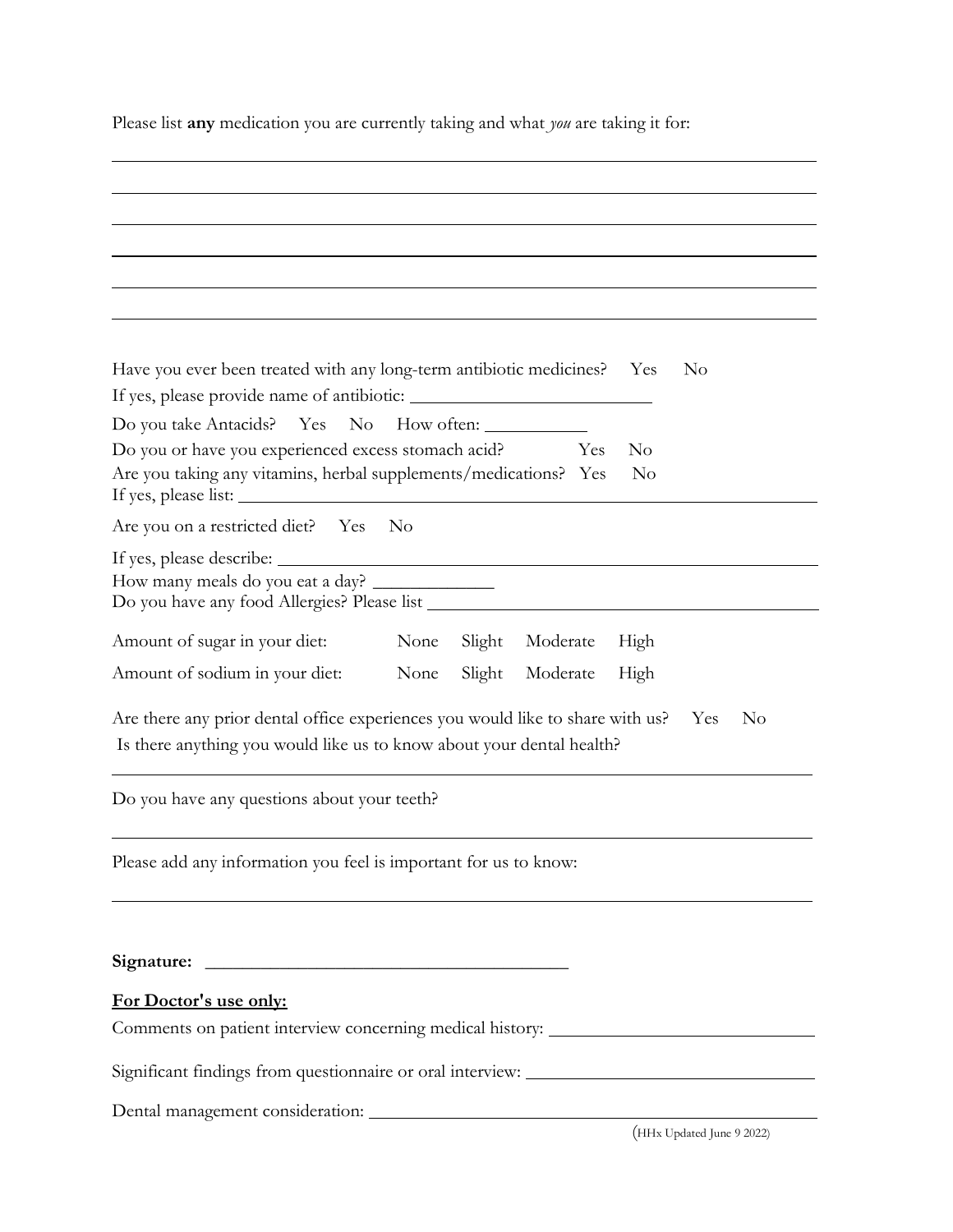Please list **any** medication you are currently taking and what *you* are taking it for:

\_\_\_\_\_\_\_\_\_\_\_\_\_\_\_\_\_\_\_\_\_\_\_\_\_\_\_\_\_\_\_\_\_\_\_\_\_\_\_\_\_\_\_\_\_\_\_\_\_\_\_\_\_\_\_\_\_\_\_\_

\_\_\_\_\_\_\_\_\_\_\_\_\_\_\_\_\_\_\_\_\_\_\_\_\_\_\_\_\_\_\_\_\_\_\_\_\_\_\_\_\_\_\_\_\_\_\_\_\_\_\_\_\_\_\_\_\_\_\_\_

\_\_\_\_\_\_\_\_\_\_\_\_\_\_\_\_\_\_\_\_\_\_\_\_\_\_\_\_\_\_\_\_\_\_\_\_\_\_\_\_\_\_\_\_\_\_\_\_\_\_\_\_\_\_\_\_\_\_\_\_

\_\_\_\_\_\_\_\_\_\_\_\_\_\_\_\_\_\_\_\_\_\_\_\_\_\_\_\_\_\_\_\_\_\_\_\_\_\_\_\_\_\_\_\_\_\_\_\_\_\_\_\_\_\_\_\_\_\_\_\_

\_\_\_\_\_\_\_\_\_\_\_\_\_\_\_\_\_\_\_\_\_\_\_\_\_\_\_\_\_\_\_\_\_\_\_\_\_\_\_\_\_\_\_\_\_\_\_\_\_\_\_\_\_\_\_\_\_\_\_\_

\_\_\_\_\_\_\_\_\_\_\_\_\_\_\_\_\_\_\_\_\_\_\_\_\_\_\_\_\_\_\_\_\_\_\_\_\_\_\_\_\_\_\_\_\_\_\_\_\_\_\_\_\_\_\_\_\_\_\_\_

Have you ever been treated with any long-term antibiotic medicines? Yes No

If yes, please provide name of antibiotic: \_\_\_\_\_\_\_\_\_\_\_\_\_\_\_\_\_\_\_\_\_\_\_\_\_\_

Do you take Antacids? Yes No How often: \_\_\_\_\_\_\_\_\_\_\_

Do you or have you experienced excess stomach acid? Yes No

Are you taking any vitamins, herbal supplements/medications? Yes No

If yes, please list: \_\_\_\_\_\_\_\_\_\_\_\_\_\_\_\_\_\_\_\_\_\_\_\_\_\_\_\_\_\_\_\_\_\_\_\_\_\_\_\_\_\_\_\_\_\_\_\_\_\_

Are you on a restricted diet? Yes No

If yes, please describe: \_\_\_\_\_\_\_\_\_\_\_\_\_\_\_\_\_\_\_\_\_\_\_\_\_\_\_\_\_\_\_\_\_\_\_\_\_\_\_\_\_\_\_\_\_\_\_\_

How many meals do you eat a day? \_\_\_\_\_\_\_\_\_\_\_\_\_

Do you have any food Allergies? Please list \_\_\_\_\_\_\_\_\_\_\_\_\_\_\_\_\_\_\_\_\_\_\_\_\_\_\_\_\_\_\_\_\_\_\_\_

| | | | | |
|---|---|---|---|---|
| Amount of sugar in your diet: | None | Slight | Moderate | High |
| Amount of sodium in your diet: | None | Slight | Moderate | High |

Are there any prior dental office experiences you would like to share with us? Yes No

Is there anything you would like us to know about your dental health?

\_\_\_\_\_\_\_\_\_\_\_\_\_\_\_\_\_\_\_\_\_\_\_\_\_\_\_\_\_\_\_\_\_\_\_\_\_\_\_\_\_\_\_\_\_\_\_\_\_\_\_\_\_\_\_\_\_\_\_\_

Do you have any questions about your teeth?

\_\_\_\_\_\_\_\_\_\_\_\_\_\_\_\_\_\_\_\_\_\_\_\_\_\_\_\_\_\_\_\_\_\_\_\_\_\_\_\_\_\_\_\_\_\_\_\_\_\_\_\_\_\_\_\_\_\_\_\_

Please add any information you feel is important for us to know:

\_\_\_\_\_\_\_\_\_\_\_\_\_\_\_\_\_\_\_\_\_\_\_\_\_\_\_\_\_\_\_\_\_\_\_\_\_\_\_\_\_\_\_\_\_\_\_\_\_\_\_\_\_\_\_\_\_\_\_\_

**Signature:** \_\_\_\_\_\_\_\_\_\_\_\_\_\_\_\_\_\_\_\_\_\_\_\_\_\_\_\_\_\_\_\_\_\_\_\_\_\_\_\_

**For Doctor's use only:**

Comments on patient interview concerning medical history: \_\_\_\_\_\_\_\_\_\_\_\_\_\_\_\_\_\_\_\_\_\_\_\_\_\_\_\_\_\_

Significant findings from questionnaire or oral interview: \_\_\_\_\_\_\_\_\_\_\_\_\_\_\_\_\_\_\_\_\_\_\_\_\_\_\_\_\_\_\_\_

Dental management consideration: \_\_\_\_\_\_\_\_\_\_\_\_\_\_\_\_\_\_\_\_\_\_\_\_\_\_\_\_\_\_\_\_\_\_\_\_\_\_\_\_\_\_\_\_\_

(HHx Updated June 9 2022)